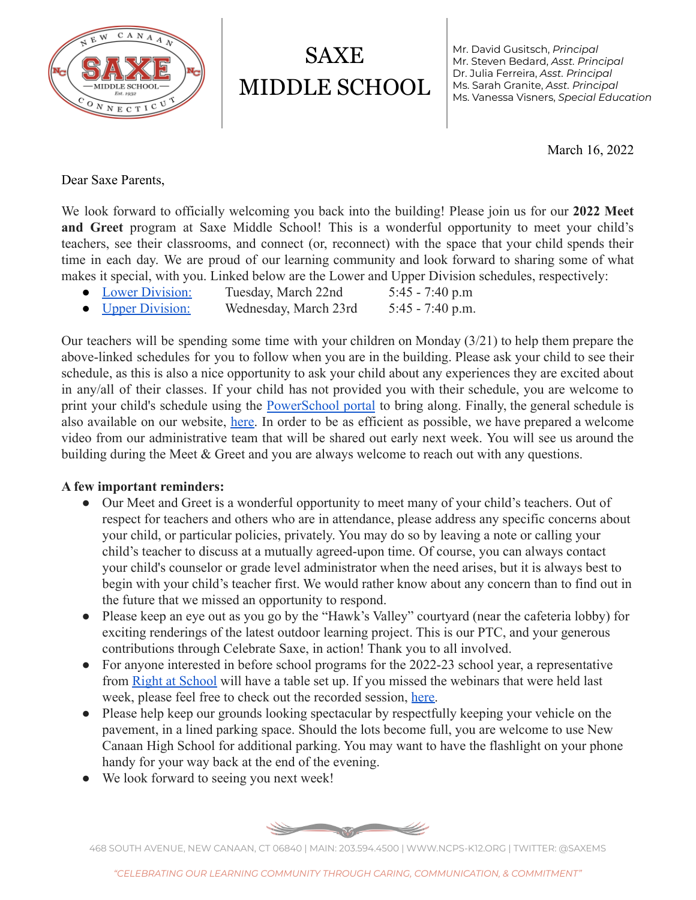# SAXE MIDDLE SCHOOL

Mr. David Gusitsch, *Principal*
Mr. Steven Bedard, *Asst. Principal*
Dr. Julia Ferreira, *Asst. Principal*
Ms. Sarah Granite, *Asst. Principal*
Ms. Vanessa Visners, *Special Education*

March 16, 2022

Dear Saxe Parents,

We look forward to officially welcoming you back into the building! Please join us for our **2022 Meet and Greet** program at Saxe Middle School! This is a wonderful opportunity to meet your child's teachers, see their classrooms, and connect (or, reconnect) with the space that your child spends their time in each day. We are proud of our learning community and look forward to sharing some of what makes it special, with you. Linked below are the Lower and Upper Division schedules, respectively:

- Lower Division: Tuesday, March 22nd 5:45 - 7:40 p.m
- Upper Division: Wednesday, March 23rd 5:45 - 7:40 p.m.

Our teachers will be spending some time with your children on Monday (3/21) to help them prepare the above-linked schedules for you to follow when you are in the building. Please ask your child to see their schedule, as this is also a nice opportunity to ask your child about any experiences they are excited about in any/all of their classes. If your child has not provided you with their schedule, you are welcome to print your child's schedule using the PowerSchool portal to bring along. Finally, the general schedule is also available on our website, here. In order to be as efficient as possible, we have prepared a welcome video from our administrative team that will be shared out early next week. You will see us around the building during the Meet & Greet and you are always welcome to reach out with any questions.

**A few important reminders:**

- Our Meet and Greet is a wonderful opportunity to meet many of your child's teachers. Out of respect for teachers and others who are in attendance, please address any specific concerns about your child, or particular policies, privately. You may do so by leaving a note or calling your child's teacher to discuss at a mutually agreed-upon time. Of course, you can always contact your child's counselor or grade level administrator when the need arises, but it is always best to begin with your child's teacher first. We would rather know about any concern than to find out in the future that we missed an opportunity to respond.
- Please keep an eye out as you go by the "Hawk's Valley" courtyard (near the cafeteria lobby) for exciting renderings of the latest outdoor learning project. This is our PTC, and your generous contributions through Celebrate Saxe, in action! Thank you to all involved.
- For anyone interested in before school programs for the 2022-23 school year, a representative from Right at School will have a table set up. If you missed the webinars that were held last week, please feel free to check out the recorded session, here.
- Please help keep our grounds looking spectacular by respectfully keeping your vehicle on the pavement, in a lined parking space. Should the lots become full, you are welcome to use New Canaan High School for additional parking. You may want to have the flashlight on your phone handy for your way back at the end of the evening.
- We look forward to seeing you next week!

468 SOUTH AVENUE, NEW CANAAN, CT 06840 | MAIN: 203.594.4500 | WWW.NCPS-K12.ORG | TWITTER: @SAXEMS

*"CELEBRATING OUR LEARNING COMMUNITY THROUGH CARING, COMMUNICATION, & COMMITMENT"*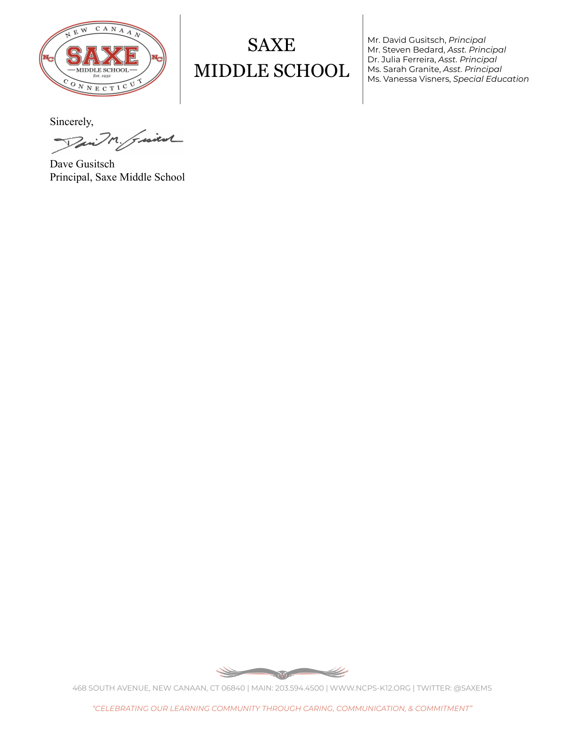SAXE

MIDDLE SCHOOL

Mr. David Gusitsch, *Principal*
Mr. Steven Bedard, *Asst. Principal*
Dr. Julia Ferreira, *Asst. Principal*
Ms. Sarah Granite, *Asst. Principal*
Ms. Vanessa Visners, *Special Education*

Sincerely,

Dave Gusitsch
Principal, Saxe Middle School

468 SOUTH AVENUE, NEW CANAAN, CT 06840 | MAIN: 203.594.4500 | WWW.NCPS-K12.ORG | TWITTER: @SAXEMS

*"CELEBRATING OUR LEARNING COMMUNITY THROUGH CARING, COMMUNICATION, & COMMITMENT"*